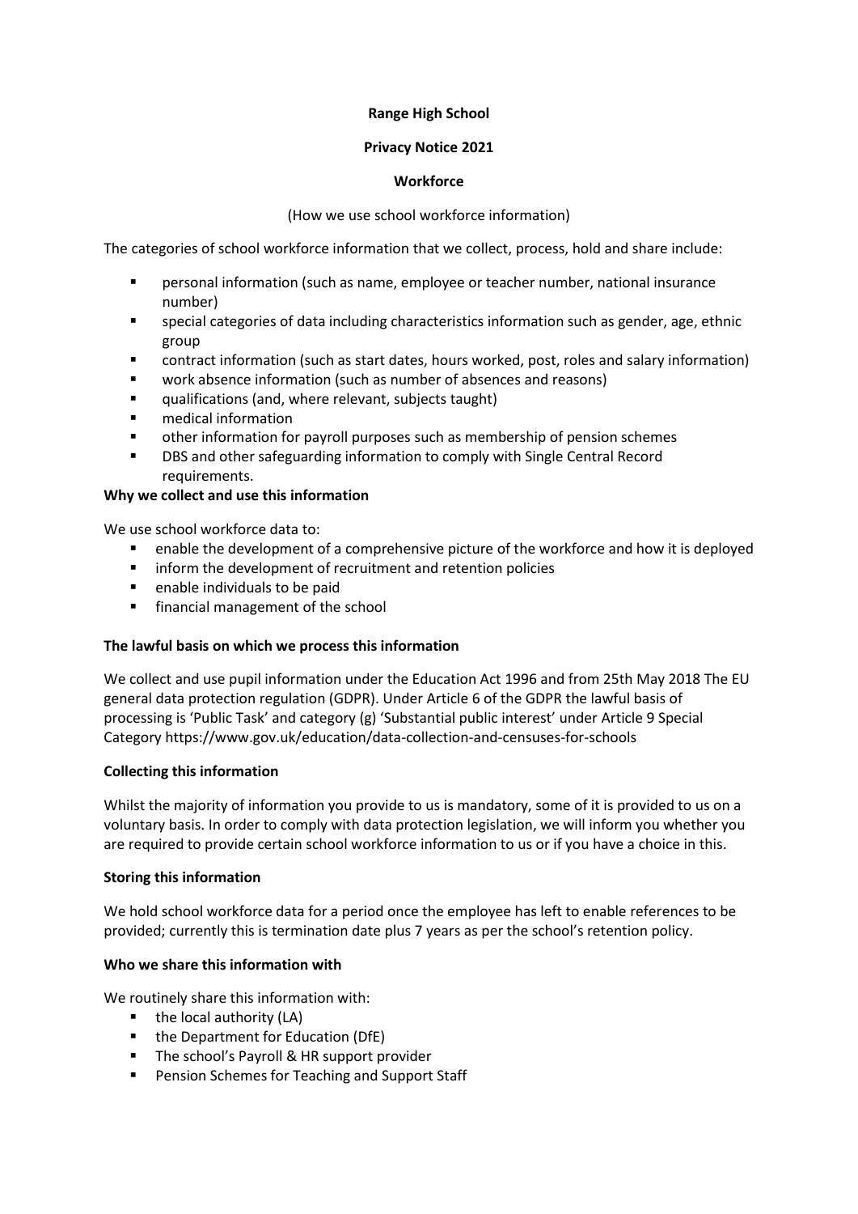**Range High School**

**Privacy Notice 2021**

**Workforce**

(How we use school workforce information)

The categories of school workforce information that we collect, process, hold and share include:

- personal information (such as name, employee or teacher number, national insurance number)
- special categories of data including characteristics information such as gender, age, ethnic group
- contract information (such as start dates, hours worked, post, roles and salary information)
- work absence information (such as number of absences and reasons)
- qualifications (and, where relevant, subjects taught)
- medical information
- other information for payroll purposes such as membership of pension schemes
- DBS and other safeguarding information to comply with Single Central Record requirements.

**Why we collect and use this information**

We use school workforce data to:

- enable the development of a comprehensive picture of the workforce and how it is deployed
- inform the development of recruitment and retention policies
- enable individuals to be paid
- financial management of the school

**The lawful basis on which we process this information**

We collect and use pupil information under the Education Act 1996 and from 25th May 2018 The EU general data protection regulation (GDPR). Under Article 6 of the GDPR the lawful basis of processing is 'Public Task' and category (g) 'Substantial public interest' under Article 9 Special Category https://www.gov.uk/education/data-collection-and-censuses-for-schools

**Collecting this information**

Whilst the majority of information you provide to us is mandatory, some of it is provided to us on a voluntary basis. In order to comply with data protection legislation, we will inform you whether you are required to provide certain school workforce information to us or if you have a choice in this.

**Storing this information**

We hold school workforce data for a period once the employee has left to enable references to be provided; currently this is termination date plus 7 years as per the school's retention policy.

**Who we share this information with**

We routinely share this information with:

- the local authority (LA)
- the Department for Education (DfE)
- The school's Payroll & HR support provider
- Pension Schemes for Teaching and Support Staff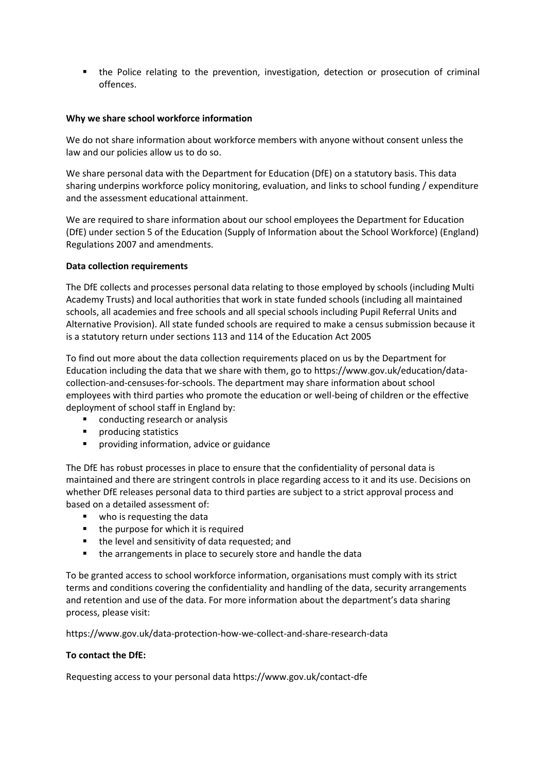- the Police relating to the prevention, investigation, detection or prosecution of criminal offences.

**Why we share school workforce information**

We do not share information about workforce members with anyone without consent unless the law and our policies allow us to do so.

We share personal data with the Department for Education (DfE) on a statutory basis. This data sharing underpins workforce policy monitoring, evaluation, and links to school funding / expenditure and the assessment educational attainment.

We are required to share information about our school employees the Department for Education (DfE) under section 5 of the Education (Supply of Information about the School Workforce) (England) Regulations 2007 and amendments.

**Data collection requirements**

The DfE collects and processes personal data relating to those employed by schools (including Multi Academy Trusts) and local authorities that work in state funded schools (including all maintained schools, all academies and free schools and all special schools including Pupil Referral Units and Alternative Provision). All state funded schools are required to make a census submission because it is a statutory return under sections 113 and 114 of the Education Act 2005

To find out more about the data collection requirements placed on us by the Department for Education including the data that we share with them, go to https://www.gov.uk/education/data-collection-and-censuses-for-schools. The department may share information about school employees with third parties who promote the education or well-being of children or the effective deployment of school staff in England by:

- conducting research or analysis
- producing statistics
- providing information, advice or guidance

The DfE has robust processes in place to ensure that the confidentiality of personal data is maintained and there are stringent controls in place regarding access to it and its use. Decisions on whether DfE releases personal data to third parties are subject to a strict approval process and based on a detailed assessment of:

- who is requesting the data
- the purpose for which it is required
- the level and sensitivity of data requested; and
- the arrangements in place to securely store and handle the data

To be granted access to school workforce information, organisations must comply with its strict terms and conditions covering the confidentiality and handling of the data, security arrangements and retention and use of the data. For more information about the department's data sharing process, please visit:

https://www.gov.uk/data-protection-how-we-collect-and-share-research-data

**To contact the DfE:**

Requesting access to your personal data https://www.gov.uk/contact-dfe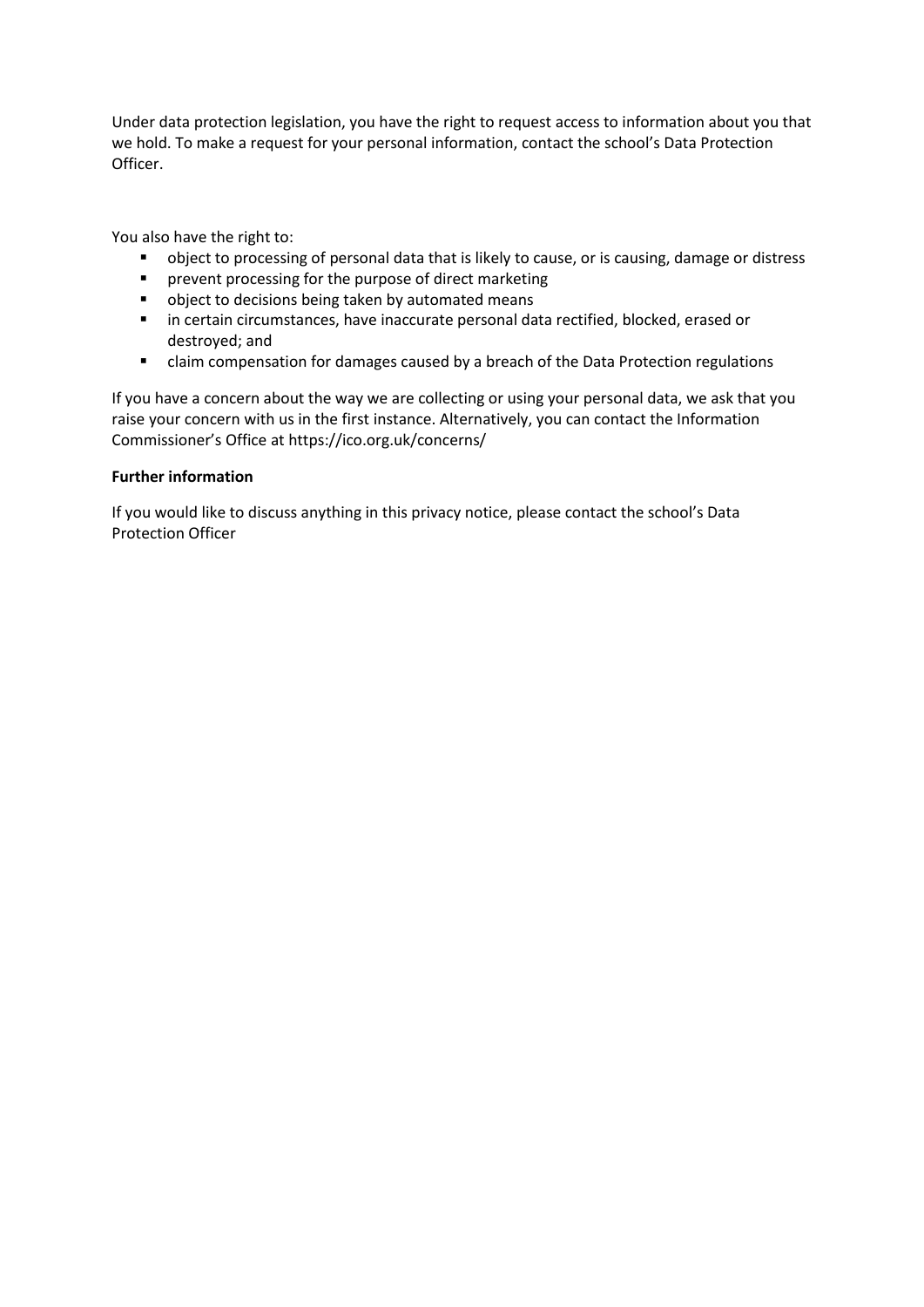Under data protection legislation, you have the right to request access to information about you that we hold. To make a request for your personal information, contact the school's Data Protection Officer.

You also have the right to:

- object to processing of personal data that is likely to cause, or is causing, damage or distress
- prevent processing for the purpose of direct marketing
- object to decisions being taken by automated means
- in certain circumstances, have inaccurate personal data rectified, blocked, erased or destroyed; and
- claim compensation for damages caused by a breach of the Data Protection regulations

If you have a concern about the way we are collecting or using your personal data, we ask that you raise your concern with us in the first instance. Alternatively, you can contact the Information Commissioner's Office at https://ico.org.uk/concerns/

**Further information**

If you would like to discuss anything in this privacy notice, please contact the school's Data Protection Officer